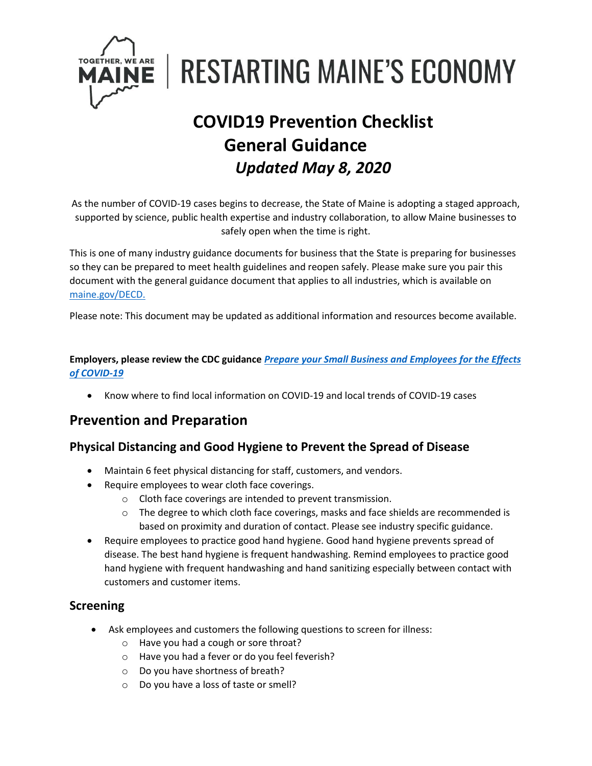TOGETHER, WE ARE MAINE | RESTARTING MAINE'S ECONOMY

# COVID19 Prevention Checklist General Guidance

***Updated May 8, 2020***

As the number of COVID-19 cases begins to decrease, the State of Maine is adopting a staged approach, supported by science, public health expertise and industry collaboration, to allow Maine businesses to safely open when the time is right.

This is one of many industry guidance documents for business that the State is preparing for businesses so they can be prepared to meet health guidelines and reopen safely. Please make sure you pair this document with the general guidance document that applies to all industries, which is available on maine.gov/DECD.

Please note: This document may be updated as additional information and resources become available.

**Employers, please review the CDC guidance *Prepare your Small Business and Employees for the Effects of COVID-19***

- Know where to find local information on COVID-19 and local trends of COVID-19 cases

## Prevention and Preparation

### Physical Distancing and Good Hygiene to Prevent the Spread of Disease

- Maintain 6 feet physical distancing for staff, customers, and vendors.
- Require employees to wear cloth face coverings.
  - Cloth face coverings are intended to prevent transmission.
  - The degree to which cloth face coverings, masks and face shields are recommended is based on proximity and duration of contact. Please see industry specific guidance.
- Require employees to practice good hand hygiene. Good hand hygiene prevents spread of disease. The best hand hygiene is frequent handwashing. Remind employees to practice good hand hygiene with frequent handwashing and hand sanitizing especially between contact with customers and customer items.

### Screening

- Ask employees and customers the following questions to screen for illness:
  - Have you had a cough or sore throat?
  - Have you had a fever or do you feel feverish?
  - Do you have shortness of breath?
  - Do you have a loss of taste or smell?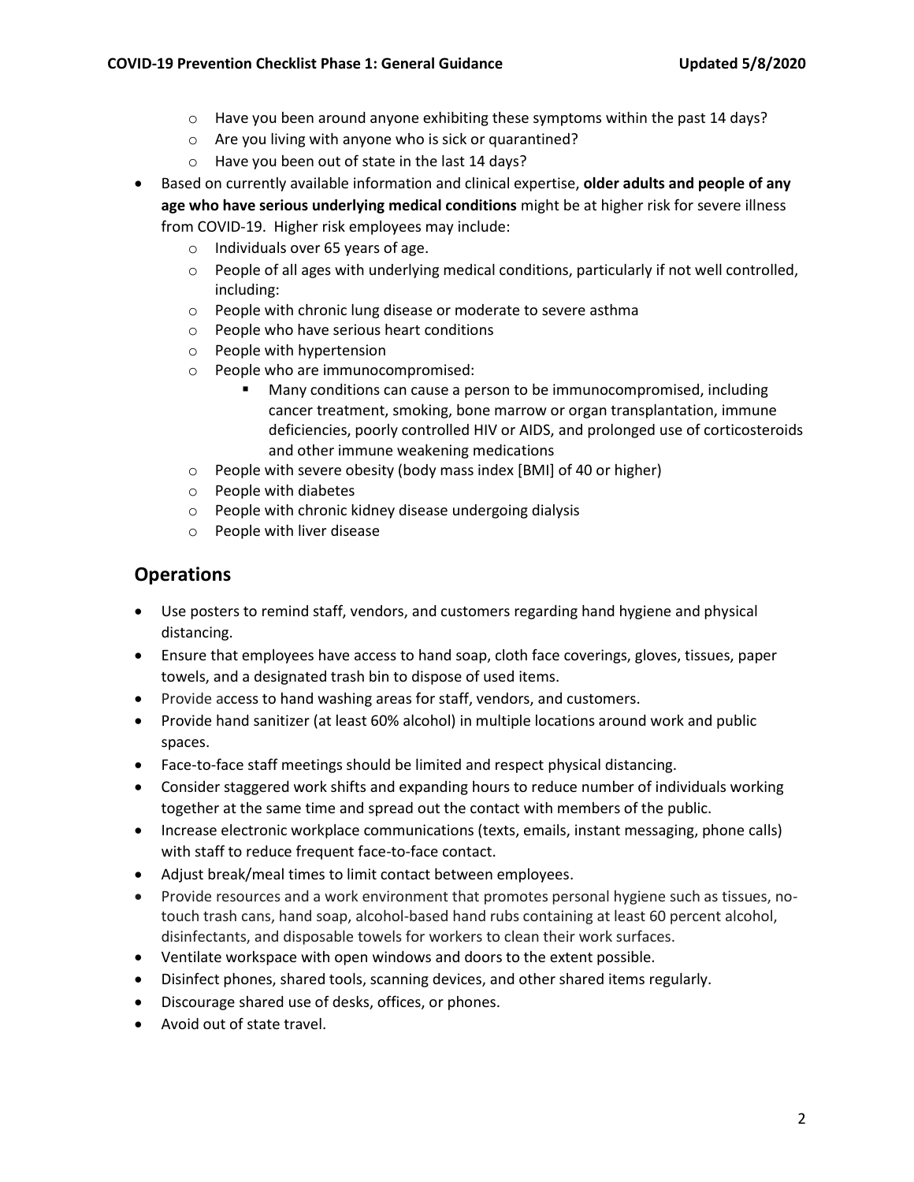- Have you been around anyone exhibiting these symptoms within the past 14 days?
  - Are you living with anyone who is sick or quarantined?
  - Have you been out of state in the last 14 days?
- Based on currently available information and clinical expertise, **older adults and people of any age who have serious underlying medical conditions** might be at higher risk for severe illness from COVID-19. Higher risk employees may include:
  - Individuals over 65 years of age.
  - People of all ages with underlying medical conditions, particularly if not well controlled, including:
  - People with chronic lung disease or moderate to severe asthma
  - People who have serious heart conditions
  - People with hypertension
  - People who are immunocompromised:
    - Many conditions can cause a person to be immunocompromised, including cancer treatment, smoking, bone marrow or organ transplantation, immune deficiencies, poorly controlled HIV or AIDS, and prolonged use of corticosteroids and other immune weakening medications
  - People with severe obesity (body mass index [BMI] of 40 or higher)
  - People with diabetes
  - People with chronic kidney disease undergoing dialysis
  - People with liver disease

## Operations

- Use posters to remind staff, vendors, and customers regarding hand hygiene and physical distancing.
- Ensure that employees have access to hand soap, cloth face coverings, gloves, tissues, paper towels, and a designated trash bin to dispose of used items.
- Provide access to hand washing areas for staff, vendors, and customers.
- Provide hand sanitizer (at least 60% alcohol) in multiple locations around work and public spaces.
- Face-to-face staff meetings should be limited and respect physical distancing.
- Consider staggered work shifts and expanding hours to reduce number of individuals working together at the same time and spread out the contact with members of the public.
- Increase electronic workplace communications (texts, emails, instant messaging, phone calls) with staff to reduce frequent face-to-face contact.
- Adjust break/meal times to limit contact between employees.
- Provide resources and a work environment that promotes personal hygiene such as tissues, no-touch trash cans, hand soap, alcohol-based hand rubs containing at least 60 percent alcohol, disinfectants, and disposable towels for workers to clean their work surfaces.
- Ventilate workspace with open windows and doors to the extent possible.
- Disinfect phones, shared tools, scanning devices, and other shared items regularly.
- Discourage shared use of desks, offices, or phones.
- Avoid out of state travel.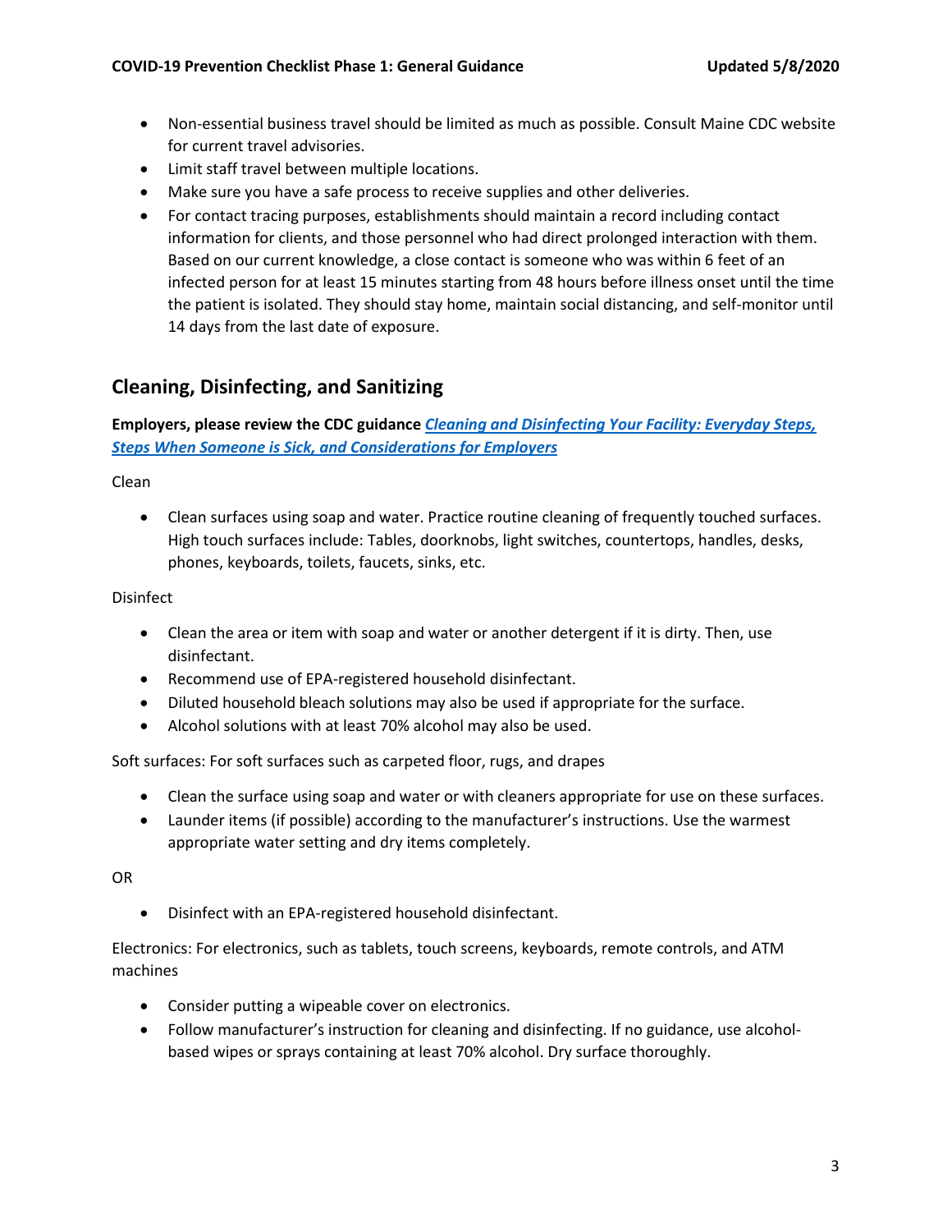- Non-essential business travel should be limited as much as possible. Consult Maine CDC website for current travel advisories.
- Limit staff travel between multiple locations.
- Make sure you have a safe process to receive supplies and other deliveries.
- For contact tracing purposes, establishments should maintain a record including contact information for clients, and those personnel who had direct prolonged interaction with them. Based on our current knowledge, a close contact is someone who was within 6 feet of an infected person for at least 15 minutes starting from 48 hours before illness onset until the time the patient is isolated. They should stay home, maintain social distancing, and self-monitor until 14 days from the last date of exposure.

## Cleaning, Disinfecting, and Sanitizing

**Employers, please review the CDC guidance *Cleaning and Disinfecting Your Facility: Everyday Steps, Steps When Someone is Sick, and Considerations for Employers***

Clean

- Clean surfaces using soap and water. Practice routine cleaning of frequently touched surfaces. High touch surfaces include: Tables, doorknobs, light switches, countertops, handles, desks, phones, keyboards, toilets, faucets, sinks, etc.

Disinfect

- Clean the area or item with soap and water or another detergent if it is dirty. Then, use disinfectant.
- Recommend use of EPA-registered household disinfectant.
- Diluted household bleach solutions may also be used if appropriate for the surface.
- Alcohol solutions with at least 70% alcohol may also be used.

Soft surfaces: For soft surfaces such as carpeted floor, rugs, and drapes

- Clean the surface using soap and water or with cleaners appropriate for use on these surfaces.
- Launder items (if possible) according to the manufacturer's instructions. Use the warmest appropriate water setting and dry items completely.

OR

- Disinfect with an EPA-registered household disinfectant.

Electronics: For electronics, such as tablets, touch screens, keyboards, remote controls, and ATM machines

- Consider putting a wipeable cover on electronics.
- Follow manufacturer's instruction for cleaning and disinfecting. If no guidance, use alcohol-based wipes or sprays containing at least 70% alcohol. Dry surface thoroughly.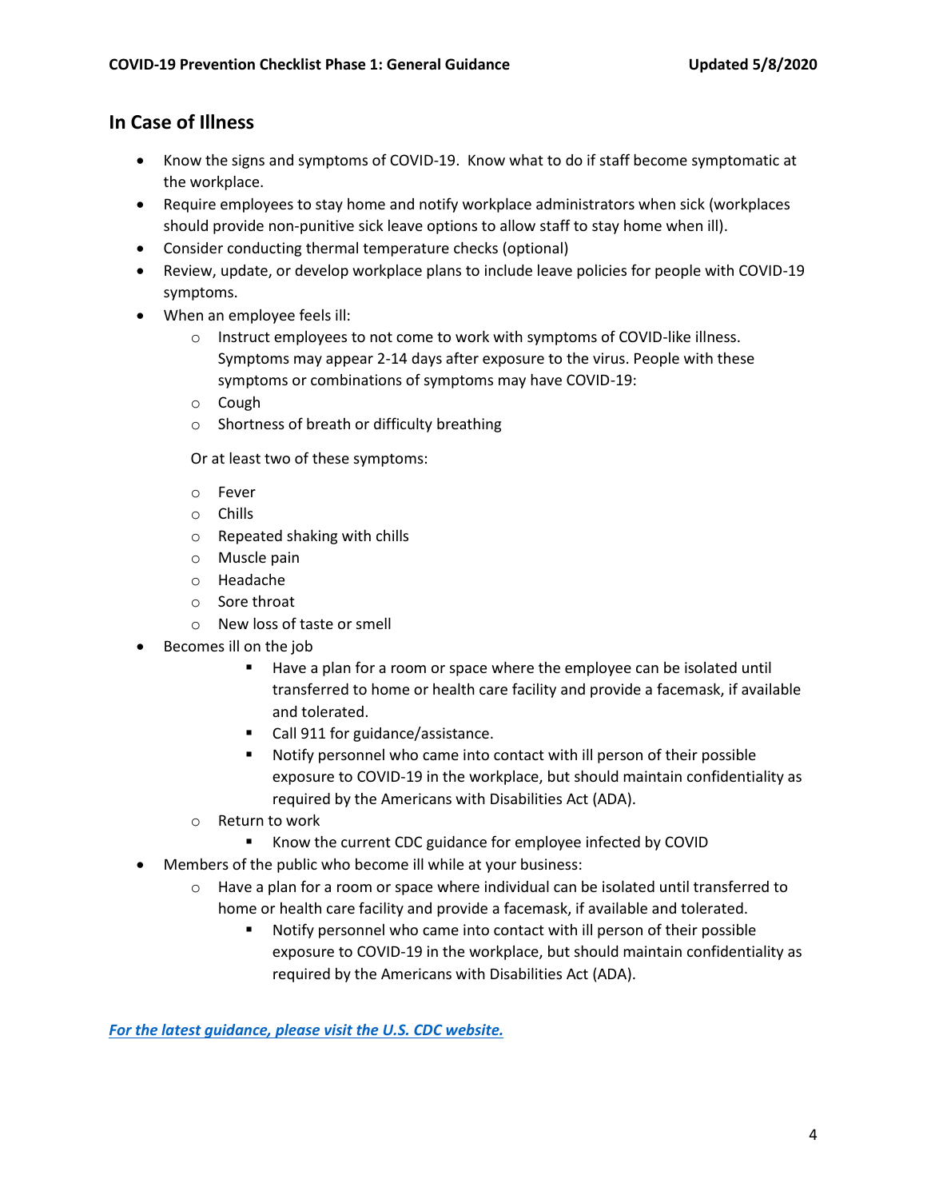## In Case of Illness

- Know the signs and symptoms of COVID-19. Know what to do if staff become symptomatic at the workplace.
- Require employees to stay home and notify workplace administrators when sick (workplaces should provide non-punitive sick leave options to allow staff to stay home when ill).
- Consider conducting thermal temperature checks (optional)
- Review, update, or develop workplace plans to include leave policies for people with COVID-19 symptoms.
- When an employee feels ill:
  - Instruct employees to not come to work with symptoms of COVID-like illness. Symptoms may appear 2-14 days after exposure to the virus. People with these symptoms or combinations of symptoms may have COVID-19:
  - Cough
  - Shortness of breath or difficulty breathing

  Or at least two of these symptoms:

  - Fever
  - Chills
  - Repeated shaking with chills
  - Muscle pain
  - Headache
  - Sore throat
  - New loss of taste or smell
- Becomes ill on the job
  - Have a plan for a room or space where the employee can be isolated until transferred to home or health care facility and provide a facemask, if available and tolerated.
  - Call 911 for guidance/assistance.
  - Notify personnel who came into contact with ill person of their possible exposure to COVID-19 in the workplace, but should maintain confidentiality as required by the Americans with Disabilities Act (ADA).
  - Return to work
    - Know the current CDC guidance for employee infected by COVID
- Members of the public who become ill while at your business:
  - Have a plan for a room or space where individual can be isolated until transferred to home or health care facility and provide a facemask, if available and tolerated.
    - Notify personnel who came into contact with ill person of their possible exposure to COVID-19 in the workplace, but should maintain confidentiality as required by the Americans with Disabilities Act (ADA).

***For the latest guidance, please visit the U.S. CDC website.***